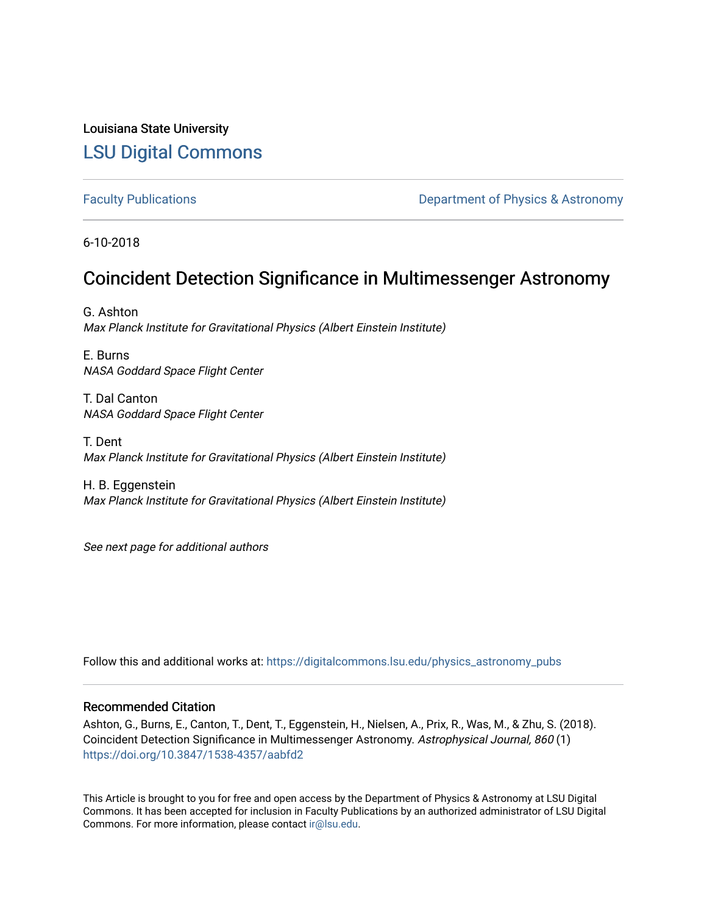Louisiana State University

# LSU Digital Commons

Faculty Publications | Department of Physics & Astronomy

6-10-2018

## Coincident Detection Significance in Multimessenger Astronomy

G. Ashton
*Max Planck Institute for Gravitational Physics (Albert Einstein Institute)*

E. Burns
*NASA Goddard Space Flight Center*

T. Dal Canton
*NASA Goddard Space Flight Center*

T. Dent
*Max Planck Institute for Gravitational Physics (Albert Einstein Institute)*

H. B. Eggenstein
*Max Planck Institute for Gravitational Physics (Albert Einstein Institute)*

*See next page for additional authors*

Follow this and additional works at: https://digitalcommons.lsu.edu/physics_astronomy_pubs

### Recommended Citation

Ashton, G., Burns, E., Canton, T., Dent, T., Eggenstein, H., Nielsen, A., Prix, R., Was, M., & Zhu, S. (2018). Coincident Detection Significance in Multimessenger Astronomy. *Astrophysical Journal, 860* (1) https://doi.org/10.3847/1538-4357/aabfd2

This Article is brought to you for free and open access by the Department of Physics & Astronomy at LSU Digital Commons. It has been accepted for inclusion in Faculty Publications by an authorized administrator of LSU Digital Commons. For more information, please contact ir@lsu.edu.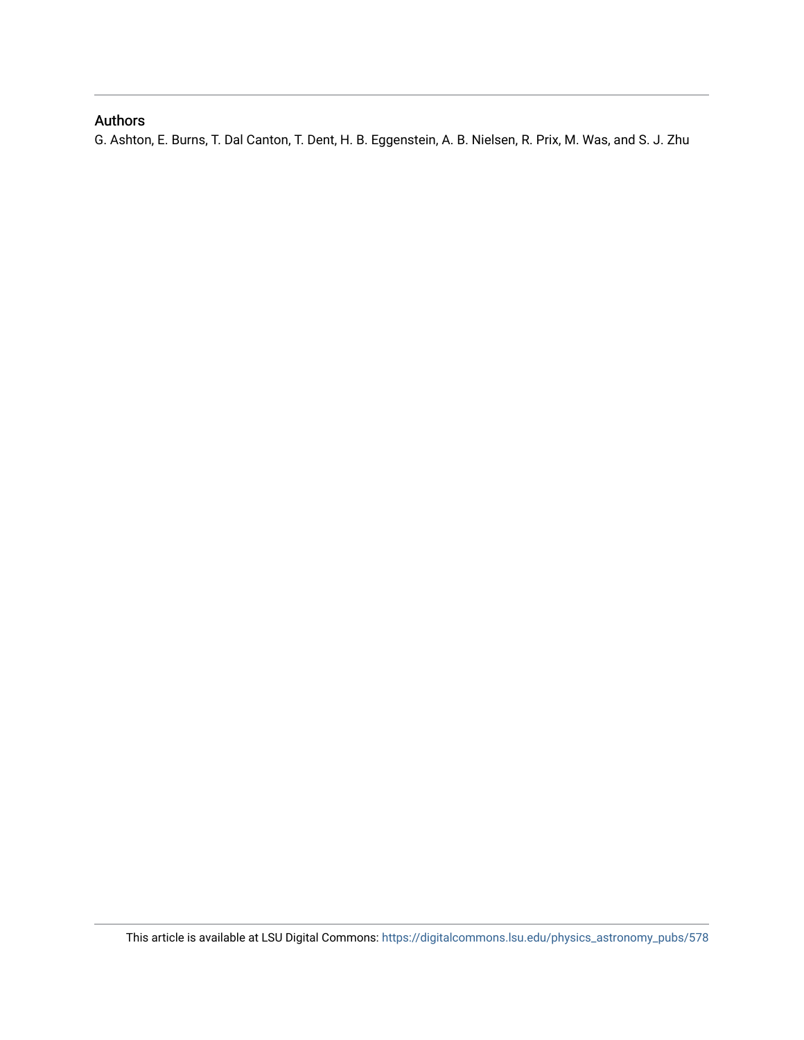## Authors

G. Ashton, E. Burns, T. Dal Canton, T. Dent, H. B. Eggenstein, A. B. Nielsen, R. Prix, M. Was, and S. J. Zhu

This article is available at LSU Digital Commons: https://digitalcommons.lsu.edu/physics_astronomy_pubs/578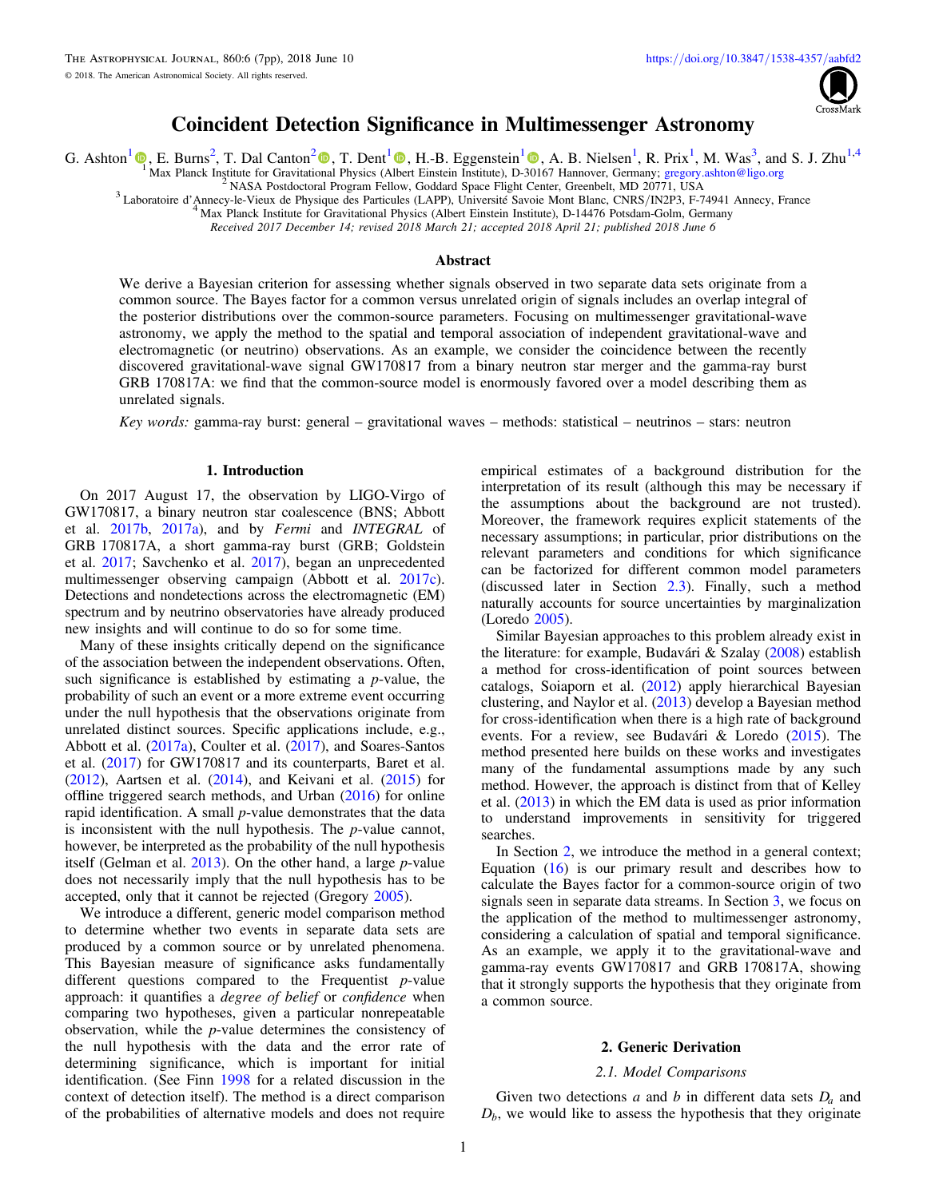# Coincident Detection Significance in Multimessenger Astronomy

G. Ashton[1], E. Burns[2], T. Dal Canton[2], T. Dent[1], H.-B. Eggenstein[1], A. B. Nielsen[1], R. Prix[1], M. Was[3], and S. J. Zhu[1,4]

[1] Max Planck Institute for Gravitational Physics (Albert Einstein Institute), D-30167 Hannover, Germany; gregory.ashton@ligo.org

[2] NASA Postdoctoral Program Fellow, Goddard Space Flight Center, Greenbelt, MD 20771, USA

[3] Laboratoire d'Annecy-le-Vieux de Physique des Particules (LAPP), Université Savoie Mont Blanc, CNRS/IN2P3, F-74941 Annecy, France

[4] Max Planck Institute for Gravitational Physics (Albert Einstein Institute), D-14476 Potsdam-Golm, Germany

*Received 2017 December 14; revised 2018 March 21; accepted 2018 April 21; published 2018 June 6*

## Abstract

We derive a Bayesian criterion for assessing whether signals observed in two separate data sets originate from a common source. The Bayes factor for a common versus unrelated origin of signals includes an overlap integral of the posterior distributions over the common-source parameters. Focusing on multimessenger gravitational-wave astronomy, we apply the method to the spatial and temporal association of independent gravitational-wave and electromagnetic (or neutrino) observations. As an example, we consider the coincidence between the recently discovered gravitational-wave signal GW170817 from a binary neutron star merger and the gamma-ray burst GRB 170817A: we find that the common-source model is enormously favored over a model describing them as unrelated signals.

*Key words:* gamma-ray burst: general – gravitational waves – methods: statistical – neutrinos – stars: neutron

## 1. Introduction

On 2017 August 17, the observation by LIGO-Virgo of GW170817, a binary neutron star coalescence (BNS; Abbott et al. 2017b, 2017a), and by *Fermi* and *INTEGRAL* of GRB 170817A, a short gamma-ray burst (GRB; Goldstein et al. 2017; Savchenko et al. 2017), began an unprecedented multimessenger observing campaign (Abbott et al. 2017c). Detections and nondetections across the electromagnetic (EM) spectrum and by neutrino observatories have already produced new insights and will continue to do so for some time.

Many of these insights critically depend on the significance of the association between the independent observations. Often, such significance is established by estimating a *p*-value, the probability of such an event or a more extreme event occurring under the null hypothesis that the observations originate from unrelated distinct sources. Specific applications include, e.g., Abbott et al. (2017a), Coulter et al. (2017), and Soares-Santos et al. (2017) for GW170817 and its counterparts, Baret et al. (2012), Aartsen et al. (2014), and Keivani et al. (2015) for offline triggered search methods, and Urban (2016) for online rapid identification. A small *p*-value demonstrates that the data is inconsistent with the null hypothesis. The *p*-value cannot, however, be interpreted as the probability of the null hypothesis itself (Gelman et al. 2013). On the other hand, a large *p*-value does not necessarily imply that the null hypothesis has to be accepted, only that it cannot be rejected (Gregory 2005).

We introduce a different, generic model comparison method to determine whether two events in separate data sets are produced by a common source or by unrelated phenomena. This Bayesian measure of significance asks fundamentally different questions compared to the Frequentist *p*-value approach: it quantifies a *degree of belief* or *confidence* when comparing two hypotheses, given a particular nonrepeatable observation, while the *p*-value determines the consistency of the null hypothesis with the data and the error rate of determining significance, which is important for initial identification. (See Finn 1998 for a related discussion in the context of detection itself). The method is a direct comparison of the probabilities of alternative models and does not require empirical estimates of a background distribution for the interpretation of its result (although this may be necessary if the assumptions about the background are not trusted). Moreover, the framework requires explicit statements of the necessary assumptions; in particular, prior distributions on the relevant parameters and conditions for which significance can be factorized for different common model parameters (discussed later in Section 2.3). Finally, such a method naturally accounts for source uncertainties by marginalization (Loredo 2005).

Similar Bayesian approaches to this problem already exist in the literature: for example, Budavári & Szalay (2008) establish a method for cross-identification of point sources between catalogs, Soiaporn et al. (2012) apply hierarchical Bayesian clustering, and Naylor et al. (2013) develop a Bayesian method for cross-identification when there is a high rate of background events. For a review, see Budavári & Loredo (2015). The method presented here builds on these works and investigates many of the fundamental assumptions made by any such method. However, the approach is distinct from that of Kelley et al. (2013) in which the EM data is used as prior information to understand improvements in sensitivity for triggered searches.

In Section 2, we introduce the method in a general context; Equation (16) is our primary result and describes how to calculate the Bayes factor for a common-source origin of two signals seen in separate data streams. In Section 3, we focus on the application of the method to multimessenger astronomy, considering a calculation of spatial and temporal significance. As an example, we apply it to the gravitational-wave and gamma-ray events GW170817 and GRB 170817A, showing that it strongly supports the hypothesis that they originate from a common source.

## 2. Generic Derivation

### 2.1. Model Comparisons

Given two detections $a$ and $b$ in different data sets $D_a$ and $D_b$, we would like to assess the hypothesis that they originate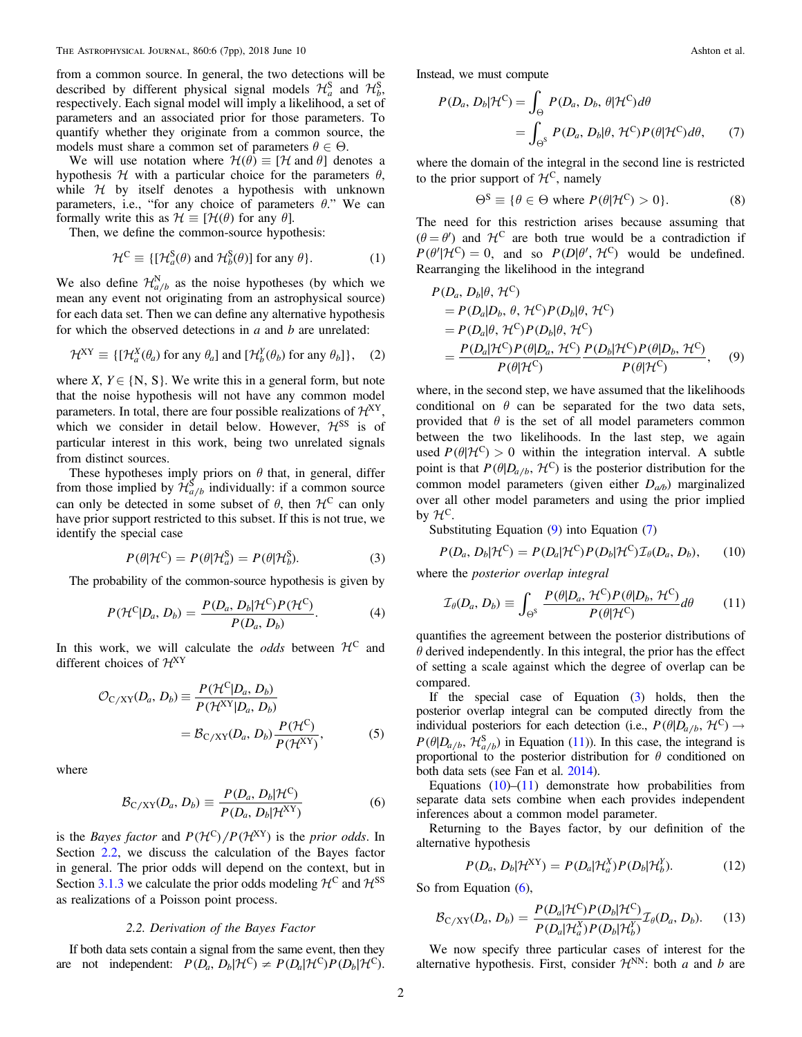from a common source. In general, the two detections will be described by different physical signal models $\mathcal{H}_a^{\rm S}$ and $\mathcal{H}_b^{\rm S}$, respectively. Each signal model will imply a likelihood, a set of parameters and an associated prior for those parameters. To quantify whether they originate from a common source, the models must share a common set of parameters $\theta \in \Theta$.

We will use notation where $\mathcal{H}(\theta) \equiv [\mathcal{H} \text{ and } \theta]$ denotes a hypothesis $\mathcal{H}$ with a particular choice for the parameters $\theta$, while $\mathcal{H}$ by itself denotes a hypothesis with unknown parameters, i.e., "for any choice of parameters $\theta$." We can formally write this as $\mathcal{H} \equiv [\mathcal{H}(\theta) \text{ for any } \theta]$.

Then, we define the common-source hypothesis:

$$\mathcal{H}^{\rm C} \equiv \{[\mathcal{H}_a^{\rm S}(\theta) \text{ and } \mathcal{H}_b^{\rm S}(\theta)] \text{ for any } \theta\}. \tag{1}$$

We also define $\mathcal{H}_{a/b}^{\rm N}$ as the noise hypotheses (by which we mean any event not originating from an astrophysical source) for each data set. Then we can define any alternative hypothesis for which the observed detections in $a$ and $b$ are unrelated:

$$\mathcal{H}^{\rm XY} \equiv \{[\mathcal{H}_a^{X}(\theta_a) \text{ for any } \theta_a] \text{ and } [\mathcal{H}_b^{Y}(\theta_b) \text{ for any } \theta_b]\}, \tag{2}$$

where $X, Y \in \{\rm N, S\}$. We write this in a general form, but note that the noise hypothesis will not have any common model parameters. In total, there are four possible realizations of $\mathcal{H}^{\rm XY}$, which we consider in detail below. However, $\mathcal{H}^{\rm SS}$ is of particular interest in this work, being two unrelated signals from distinct sources.

These hypotheses imply priors on $\theta$ that, in general, differ from those implied by $\mathcal{H}_{a/b}^{\rm S}$ individually: if a common source can only be detected in some subset of $\theta$, then $\mathcal{H}^{\rm C}$ can only have prior support restricted to this subset. If this is not true, we identify the special case

$$P(\theta|\mathcal{H}^{\rm C}) = P(\theta|\mathcal{H}_a^{\rm S}) = P(\theta|\mathcal{H}_b^{\rm S}). \tag{3}$$

The probability of the common-source hypothesis is given by

$$P(\mathcal{H}^{\rm C}|D_a, D_b) = \frac{P(D_a, D_b|\mathcal{H}^{\rm C})P(\mathcal{H}^{\rm C})}{P(D_a, D_b)}. \tag{4}$$

In this work, we will calculate the *odds* between $\mathcal{H}^{\rm C}$ and different choices of $\mathcal{H}^{\rm XY}$

$$\begin{aligned}\mathcal{O}_{\rm C/XY}(D_a, D_b) &\equiv \frac{P(\mathcal{H}^{\rm C}|D_a, D_b)}{P(\mathcal{H}^{\rm XY}|D_a, D_b)} \\ &= \mathcal{B}_{\rm C/XY}(D_a, D_b)\frac{P(\mathcal{H}^{\rm C})}{P(\mathcal{H}^{\rm XY})},\end{aligned} \tag{5}$$

where

$$\mathcal{B}_{\rm C/XY}(D_a, D_b) \equiv \frac{P(D_a, D_b|\mathcal{H}^{\rm C})}{P(D_a, D_b|\mathcal{H}^{\rm XY})} \tag{6}$$

is the *Bayes factor* and $P(\mathcal{H}^{\rm C})/P(\mathcal{H}^{\rm XY})$ is the *prior odds*. In Section 2.2, we discuss the calculation of the Bayes factor in general. The prior odds will depend on the context, but in Section 3.1.3 we calculate the prior odds modeling $\mathcal{H}^{\rm C}$ and $\mathcal{H}^{\rm SS}$ as realizations of a Poisson point process.

### 2.2. Derivation of the Bayes Factor

If both data sets contain a signal from the same event, then they are not independent: $P(D_a, D_b|\mathcal{H}^{\rm C}) \neq P(D_a|\mathcal{H}^{\rm C})P(D_b|\mathcal{H}^{\rm C})$. Instead, we must compute

$$\begin{aligned}P(D_a, D_b|\mathcal{H}^{\rm C}) &= \int_{\Theta} P(D_a, D_b, \theta|\mathcal{H}^{\rm C})d\theta \\ &= \int_{\Theta^{\rm S}} P(D_a, D_b|\theta, \mathcal{H}^{\rm C})P(\theta|\mathcal{H}^{\rm C})d\theta,\end{aligned} \tag{7}$$

where the domain of the integral in the second line is restricted to the prior support of $\mathcal{H}^{\rm C}$, namely

$$\Theta^{\rm S} \equiv \{\theta \in \Theta \text{ where } P(\theta|\mathcal{H}^{\rm C}) > 0\}. \tag{8}$$

The need for this restriction arises because assuming that $(\theta = \theta')$ and $\mathcal{H}^{\rm C}$ are both true would be a contradiction if $P(\theta'|\mathcal{H}^{\rm C}) = 0$, and so $P(D|\theta', \mathcal{H}^{\rm C})$ would be undefined. Rearranging the likelihood in the integrand

$$\begin{aligned}&P(D_a, D_b|\theta, \mathcal{H}^{\rm C}) \\ &= P(D_a|D_b, \theta, \mathcal{H}^{\rm C})P(D_b|\theta, \mathcal{H}^{\rm C}) \\ &= P(D_a|\theta, \mathcal{H}^{\rm C})P(D_b|\theta, \mathcal{H}^{\rm C}) \\ &= \frac{P(D_a|\mathcal{H}^{\rm C})P(\theta|D_a, \mathcal{H}^{\rm C})}{P(\theta|\mathcal{H}^{\rm C})}\frac{P(D_b|\mathcal{H}^{\rm C})P(\theta|D_b, \mathcal{H}^{\rm C})}{P(\theta|\mathcal{H}^{\rm C})},\end{aligned} \tag{9}$$

where, in the second step, we have assumed that the likelihoods conditional on $\theta$ can be separated for the two data sets, provided that $\theta$ is the set of all model parameters common between the two likelihoods. In the last step, we again used $P(\theta|\mathcal{H}^{\rm C}) > 0$ within the integration interval. A subtle point is that $P(\theta|D_{a/b}, \mathcal{H}^{\rm C})$ is the posterior distribution for the common model parameters (given either $D_{a/b}$) marginalized over all other model parameters and using the prior implied by $\mathcal{H}^{\rm C}$.

Substituting Equation (9) into Equation (7)

$$P(D_a, D_b|\mathcal{H}^{\rm C}) = P(D_a|\mathcal{H}^{\rm C})P(D_b|\mathcal{H}^{\rm C})\mathcal{I}_\theta(D_a, D_b), \tag{10}$$

where the *posterior overlap integral*

$$\mathcal{I}_\theta(D_a, D_b) \equiv \int_{\Theta^{\rm S}} \frac{P(\theta|D_a, \mathcal{H}^{\rm C})P(\theta|D_b, \mathcal{H}^{\rm C})}{P(\theta|\mathcal{H}^{\rm C})}d\theta \tag{11}$$

quantifies the agreement between the posterior distributions of $\theta$ derived independently. In this integral, the prior has the effect of setting a scale against which the degree of overlap can be compared.

If the special case of Equation (3) holds, then the posterior overlap integral can be computed directly from the individual posteriors for each detection (i.e., $P(\theta|D_{a/b}, \mathcal{H}^{\rm C}) \rightarrow P(\theta|D_{a/b}, \mathcal{H}_{a/b}^{\rm S})$ in Equation (11)). In this case, the integrand is proportional to the posterior distribution for $\theta$ conditioned on both data sets (see Fan et al. 2014).

Equations (10)–(11) demonstrate how probabilities from separate data sets combine when each provides independent inferences about a common model parameter.

Returning to the Bayes factor, by our definition of the alternative hypothesis

$$P(D_a, D_b|\mathcal{H}^{\rm XY}) = P(D_a|\mathcal{H}_a^{X})P(D_b|\mathcal{H}_b^{Y}). \tag{12}$$

So from Equation (6),

$$\mathcal{B}_{\rm C/XY}(D_a, D_b) = \frac{P(D_a|\mathcal{H}^{\rm C})P(D_b|\mathcal{H}^{\rm C})}{P(D_a|\mathcal{H}_a^{X})P(D_b|\mathcal{H}_b^{Y})}\mathcal{I}_\theta(D_a, D_b). \tag{13}$$

We now specify three particular cases of interest for the alternative hypothesis. First, consider $\mathcal{H}^{\rm NN}$: both $a$ and $b$ are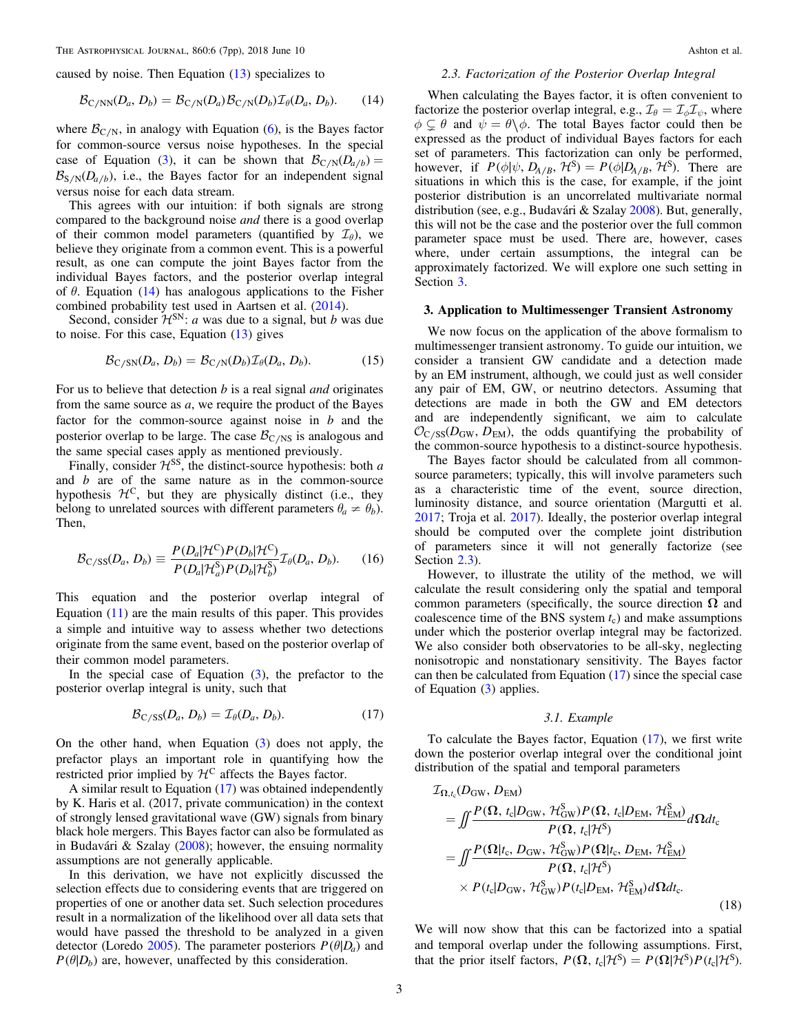caused by noise. Then Equation (13) specializes to

$$\mathcal{B}_{\rm C/NN}(D_a, D_b) = \mathcal{B}_{\rm C/N}(D_a)\mathcal{B}_{\rm C/N}(D_b)\mathcal{I}_\theta(D_a, D_b). \tag{14}$$

where $\mathcal{B}_{\rm C/N}$, in analogy with Equation (6), is the Bayes factor for common-source versus noise hypotheses. In the special case of Equation (3), it can be shown that $\mathcal{B}_{\rm C/N}(D_{a/b}) = \mathcal{B}_{\rm S/N}(D_{a/b})$, i.e., the Bayes factor for an independent signal versus noise for each data stream.

This agrees with our intuition: if both signals are strong compared to the background noise *and* there is a good overlap of their common model parameters (quantified by $\mathcal{I}_\theta$), we believe they originate from a common event. This is a powerful result, as one can compute the joint Bayes factor from the individual Bayes factors, and the posterior overlap integral of $\theta$. Equation (14) has analogous applications to the Fisher combined probability test used in Aartsen et al. (2014).

Second, consider $\mathcal{H}^{\rm SN}$: $a$ was due to a signal, but $b$ was due to noise. For this case, Equation (13) gives

$$\mathcal{B}_{\rm C/SN}(D_a, D_b) = \mathcal{B}_{\rm C/N}(D_b)\mathcal{I}_\theta(D_a, D_b). \tag{15}$$

For us to believe that detection $b$ is a real signal *and* originates from the same source as $a$, we require the product of the Bayes factor for the common-source against noise in $b$ and the posterior overlap to be large. The case $\mathcal{B}_{\rm C/NS}$ is analogous and the same special cases apply as mentioned previously.

Finally, consider $\mathcal{H}^{\rm SS}$, the distinct-source hypothesis: both $a$ and $b$ are of the same nature as in the common-source hypothesis $\mathcal{H}^{\rm C}$, but they are physically distinct (i.e., they belong to unrelated sources with different parameters $\theta_a \neq \theta_b$). Then,

$$\mathcal{B}_{\rm C/SS}(D_a, D_b) \equiv \frac{P(D_a|\mathcal{H}^{\rm C})P(D_b|\mathcal{H}^{\rm C})}{P(D_a|\mathcal{H}_a^{\rm S})P(D_b|\mathcal{H}_b^{\rm S})}\mathcal{I}_\theta(D_a, D_b). \tag{16}$$

This equation and the posterior overlap integral of Equation (11) are the main results of this paper. This provides a simple and intuitive way to assess whether two detections originate from the same event, based on the posterior overlap of their common model parameters.

In the special case of Equation (3), the prefactor to the posterior overlap integral is unity, such that

$$\mathcal{B}_{\rm C/SS}(D_a, D_b) = \mathcal{I}_\theta(D_a, D_b). \tag{17}$$

On the other hand, when Equation (3) does not apply, the prefactor plays an important role in quantifying how the restricted prior implied by $\mathcal{H}^{\rm C}$ affects the Bayes factor.

A similar result to Equation (17) was obtained independently by K. Haris et al. (2017, private communication) in the context of strongly lensed gravitational wave (GW) signals from binary black hole mergers. This Bayes factor can also be formulated as in Budavári & Szalay (2008); however, the ensuing normality assumptions are not generally applicable.

In this derivation, we have not explicitly discussed the selection effects due to considering events that are triggered on properties of one or another data set. Such selection procedures result in a normalization of the likelihood over all data sets that would have passed the threshold to be analyzed in a given detector (Loredo 2005). The parameter posteriors $P(\theta|D_a)$ and $P(\theta|D_b)$ are, however, unaffected by this consideration.

### 2.3. Factorization of the Posterior Overlap Integral

When calculating the Bayes factor, it is often convenient to factorize the posterior overlap integral, e.g., $\mathcal{I}_\theta = \mathcal{I}_\phi\mathcal{I}_\psi$, where $\phi \subsetneq \theta$ and $\psi = \theta\backslash\phi$. The total Bayes factor could then be expressed as the product of individual Bayes factors for each set of parameters. This factorization can only be performed, however, if $P(\phi|\psi, D_{A/B}, \mathcal{H}^{\rm S}) = P(\phi|D_{A/B}, \mathcal{H}^{\rm S})$. There are situations in which this is the case, for example, if the joint posterior distribution is an uncorrelated multivariate normal distribution (see, e.g., Budavári & Szalay 2008). But, generally, this will not be the case and the posterior over the full common parameter space must be used. There are, however, cases where, under certain assumptions, the integral can be approximately factorized. We will explore one such setting in Section 3.

## 3. Application to Multimessenger Transient Astronomy

We now focus on the application of the above formalism to multimessenger transient astronomy. To guide our intuition, we consider a transient GW candidate and a detection made by an EM instrument, although, we could just as well consider any pair of EM, GW, or neutrino detectors. Assuming that detections are made in both the GW and EM detectors and are independently significant, we aim to calculate $\mathcal{O}_{\rm C/SS}(D_{\rm GW}, D_{\rm EM})$, the odds quantifying the probability of the common-source hypothesis to a distinct-source hypothesis.

The Bayes factor should be calculated from all common-source parameters; typically, this will involve parameters such as a characteristic time of the event, source direction, luminosity distance, and source orientation (Margutti et al. 2017; Troja et al. 2017). Ideally, the posterior overlap integral should be computed over the complete joint distribution of parameters since it will not generally factorize (see Section 2.3).

However, to illustrate the utility of the method, we will calculate the result considering only the spatial and temporal common parameters (specifically, the source direction $\boldsymbol{\Omega}$ and coalescence time of the BNS system $t_{\rm c}$) and make assumptions under which the posterior overlap integral may be factorized. We also consider both observatories to be all-sky, neglecting nonisotropic and nonstationary sensitivity. The Bayes factor can then be calculated from Equation (17) since the special case of Equation (3) applies.

### 3.1. Example

To calculate the Bayes factor, Equation (17), we first write down the posterior overlap integral over the conditional joint distribution of the spatial and temporal parameters

$$\begin{aligned}
\mathcal{I}_{\boldsymbol{\Omega}, t_{\rm c}}&(D_{\rm GW}, D_{\rm EM}) \\
&= \iint \frac{P(\boldsymbol{\Omega}, t_{\rm c}|D_{\rm GW}, \mathcal{H}_{\rm GW}^{\rm S})P(\boldsymbol{\Omega}, t_{\rm c}|D_{\rm EM}, \mathcal{H}_{\rm EM}^{\rm S})}{P(\boldsymbol{\Omega}, t_{\rm c}|\mathcal{H}^{\rm S})} d\boldsymbol{\Omega} dt_{\rm c} \\
&= \iint \frac{P(\boldsymbol{\Omega}|t_{\rm c}, D_{\rm GW}, \mathcal{H}_{\rm GW}^{\rm S})P(\boldsymbol{\Omega}|t_{\rm c}, D_{\rm EM}, \mathcal{H}_{\rm EM}^{\rm S})}{P(\boldsymbol{\Omega}, t_{\rm c}|\mathcal{H}^{\rm S})} \\
&\quad \times P(t_{\rm c}|D_{\rm GW}, \mathcal{H}_{\rm GW}^{\rm S})P(t_{\rm c}|D_{\rm EM}, \mathcal{H}_{\rm EM}^{\rm S}) d\boldsymbol{\Omega} dt_{\rm c}.
\end{aligned} \tag{18}$$

We will now show that this can be factorized into a spatial and temporal overlap under the following assumptions. First, that the prior itself factors, $P(\boldsymbol{\Omega}, t_{\rm c}|\mathcal{H}^{\rm S}) = P(\boldsymbol{\Omega}|\mathcal{H}^{\rm S})P(t_{\rm c}|\mathcal{H}^{\rm S})$.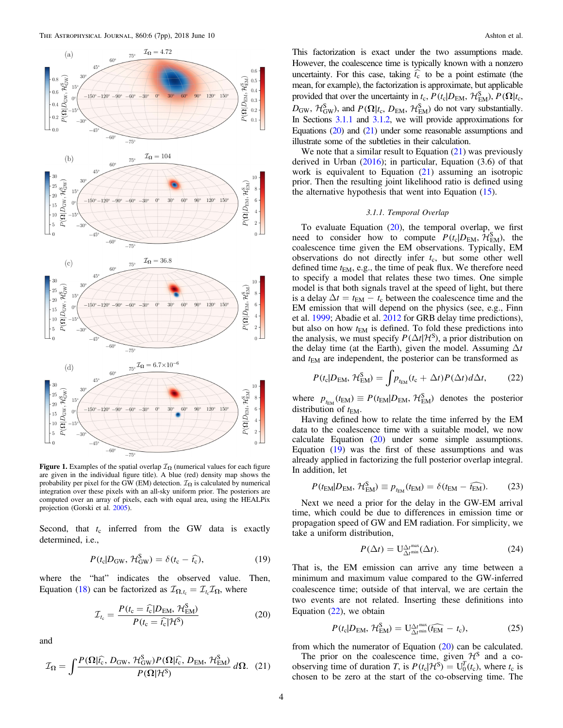Figure 1. Examples of the spatial overlap $\mathcal{I}_\Omega$ (numerical values for each figure are given in the individual figure title). A blue (red) density map shows the probability per pixel for the GW (EM) detection. $\mathcal{I}_\Omega$ is calculated by numerical integration over these pixels with an all-sky uniform prior. The posteriors are computed over an array of pixels, each with equal area, using the HEALPix projection (Gorski et al. 2005).

Second, that $t_c$ inferred from the GW data is exactly determined, i.e.,

$$P(t_c|D_{\rm GW}, \mathcal{H}^{\rm S}_{\rm GW}) = \delta(t_c - \widehat{t_c}), \tag{19}$$

where the "hat" indicates the observed value. Then, Equation (18) can be factorized as $\mathcal{I}_{\Omega, t_c} = \mathcal{I}_{t_c}\mathcal{I}_\Omega$, where

$$\mathcal{I}_{t_c} = \frac{P(t_c = \widehat{t_c}|D_{\rm EM}, \mathcal{H}^{\rm S}_{\rm EM})}{P(t_c = \widehat{t_c}|\mathcal{H}^{\rm S})} \tag{20}$$

and

$$\mathcal{I}_\Omega = \int \frac{P(\mathbf{\Omega}|\widehat{t_c}, D_{\rm GW}, \mathcal{H}^{\rm S}_{\rm GW})P(\mathbf{\Omega}|\widehat{t_c}, D_{\rm EM}, \mathcal{H}^{\rm S}_{\rm EM})}{P(\mathbf{\Omega}|\mathcal{H}^{\rm S})}\, d\mathbf{\Omega}. \tag{21}$$

This factorization is exact under the two assumptions made. However, the coalescence time is typically known with a nonzero uncertainty. For this case, taking $\widehat{t_c}$ to be a point estimate (the mean, for example), the factorization is approximate, but applicable provided that over the uncertainty in $t_c$, $P(t_c|D_{\rm EM}, \mathcal{H}^{\rm S}_{\rm EM})$, $P(\mathbf{\Omega}|t_c, D_{\rm GW}, \mathcal{H}^{\rm S}_{\rm GW})$, and $P(\mathbf{\Omega}|t_c, D_{\rm EM}, \mathcal{H}^{\rm S}_{\rm EM})$ do not vary substantially. In Sections 3.1.1 and 3.1.2, we will provide approximations for Equations (20) and (21) under some reasonable assumptions and illustrate some of the subtleties in their calculation.

We note that a similar result to Equation (21) was previously derived in Urban (2016); in particular, Equation (3.6) of that work is equivalent to Equation (21) assuming an isotropic prior. Then the resulting joint likelihood ratio is defined using the alternative hypothesis that went into Equation (15).

#### 3.1.1. Temporal Overlap

To evaluate Equation (20), the temporal overlap, we first need to consider how to compute $P(t_c|D_{\rm EM}, \mathcal{H}^{\rm S}_{\rm EM})$, the coalescence time given the EM observations. Typically, EM observations do not directly infer $t_c$, but some other well defined time $t_{\rm EM}$, e.g., the time of peak flux. We therefore need to specify a model that relates these two times. One simple model is that both signals travel at the speed of light, but there is a delay $\Delta t = t_{\rm EM} - t_c$ between the coalescence time and the EM emission that will depend on the physics (see, e.g., Finn et al. 1999; Abadie et al. 2012 for GRB delay time predictions), but also on how $t_{\rm EM}$ is defined. To fold these predictions into the analysis, we must specify $P(\Delta t|\mathcal{H}^{\rm S})$, a prior distribution on the delay time (at the Earth), given the model. Assuming $\Delta t$ and $t_{\rm EM}$ are independent, the posterior can be transformed as

$$P(t_c|D_{\rm EM}, \mathcal{H}^{\rm S}_{\rm EM}) = \int p_{t_{\rm EM}}(t_c + \Delta t)P(\Delta t)d\Delta t, \tag{22}$$

where $p_{t_{\rm EM}}(t_{\rm EM}) \equiv P(t_{\rm EM}|D_{\rm EM}, \mathcal{H}^{\rm S}_{\rm EM})$ denotes the posterior distribution of $t_{\rm EM}$.

Having defined how to relate the time inferred by the EM data to the coalescence time with a suitable model, we now calculate Equation (20) under some simple assumptions. Equation (19) was the first of these assumptions and was already applied in factorizing the full posterior overlap integral. In addition, let

$$P(t_{\rm EM}|D_{\rm EM}, \mathcal{H}^{\rm S}_{\rm EM}) \equiv p_{t_{\rm EM}}(t_{\rm EM}) = \delta(t_{\rm EM} - \widehat{t_{\rm EM}}). \tag{23}$$

Next we need a prior for the delay in the GW-EM arrival time, which could be due to differences in emission time or propagation speed of GW and EM radiation. For simplicity, we take a uniform distribution,

$$P(\Delta t) = \mathrm{U}^{\Delta t^{\rm max}}_{\Delta t^{\rm min}}(\Delta t). \tag{24}$$

That is, the EM emission can arrive any time between a minimum and maximum value compared to the GW-inferred coalescence time; outside of that interval, we are certain the two events are not related. Inserting these definitions into Equation (22), we obtain

$$P(t_c|D_{\rm EM}, \mathcal{H}^{\rm S}_{\rm EM}) = \mathrm{U}^{\Delta t^{\rm max}}_{\Delta t^{\rm min}}(\widehat{t_{\rm EM}} - t_c), \tag{25}$$

from which the numerator of Equation (20) can be calculated.

The prior on the coalescence time, given $\mathcal{H}^{\rm S}$ and a co-observing time of duration $T$, is $P(t_c|\mathcal{H}^{\rm S}) = \mathrm{U}^{T}_{0}(t_c)$, where $t_c$ is chosen to be zero at the start of the co-observing time. The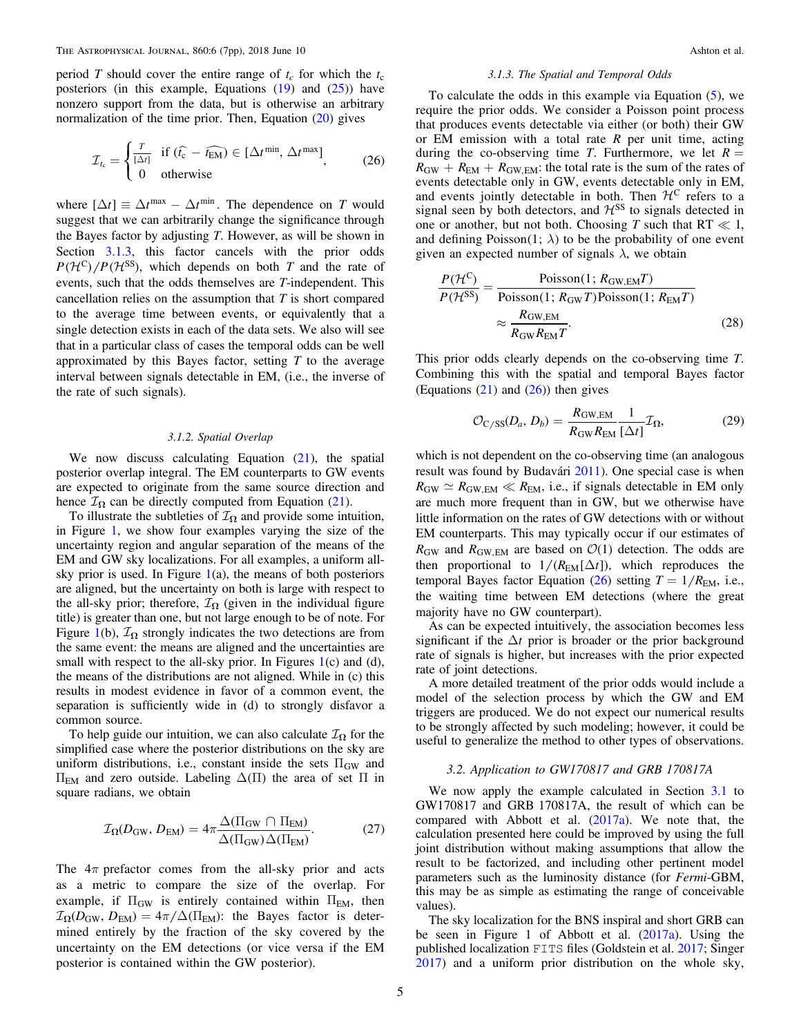period $T$ should cover the entire range of $t_c$ for which the $t_c$ posteriors (in this example, Equations (19) and (25)) have nonzero support from the data, but is otherwise an arbitrary normalization of the time prior. Then, Equation (20) gives

$$\mathcal{I}_{t_c} = \begin{cases} \frac{T}{[\Delta t]} & \text{if } (\widehat{t_c} - \widehat{t_{\rm EM}}) \in [\Delta t^{\rm min}, \Delta t^{\rm max}] \\ 0 & \text{otherwise} \end{cases}, \tag{26}$$

where $[\Delta t] \equiv \Delta t^{\rm max} - \Delta t^{\rm min}$. The dependence on $T$ would suggest that we can arbitrarily change the significance through the Bayes factor by adjusting $T$. However, as will be shown in Section 3.1.3, this factor cancels with the prior odds $P(\mathcal{H}^{\rm C})/P(\mathcal{H}^{\rm SS})$, which depends on both $T$ and the rate of events, such that the odds themselves are $T$-independent. This cancellation relies on the assumption that $T$ is short compared to the average time between events, or equivalently that a single detection exists in each of the data sets. We also will see that in a particular class of cases the temporal odds can be well approximated by this Bayes factor, setting $T$ to the average interval between signals detectable in EM, (i.e., the inverse of the rate of such signals).

### 3.1.2. Spatial Overlap

We now discuss calculating Equation (21), the spatial posterior overlap integral. The EM counterparts to GW events are expected to originate from the same source direction and hence $\mathcal{I}_\Omega$ can be directly computed from Equation (21).

To illustrate the subtleties of $\mathcal{I}_\Omega$ and provide some intuition, in Figure 1, we show four examples varying the size of the uncertainty region and angular separation of the means of the EM and GW sky localizations. For all examples, a uniform all-sky prior is used. In Figure 1(a), the means of both posteriors are aligned, but the uncertainty on both is large with respect to the all-sky prior; therefore, $\mathcal{I}_\Omega$ (given in the individual figure title) is greater than one, but not large enough to be of note. For Figure 1(b), $\mathcal{I}_\Omega$ strongly indicates the two detections are from the same event: the means are aligned and the uncertainties are small with respect to the all-sky prior. In Figures 1(c) and (d), the means of the distributions are not aligned. While in (c) this results in modest evidence in favor of a common event, the separation is sufficiently wide in (d) to strongly disfavor a common source.

To help guide our intuition, we can also calculate $\mathcal{I}_\Omega$ for the simplified case where the posterior distributions on the sky are uniform distributions, i.e., constant inside the sets $\Pi_{\rm GW}$ and $\Pi_{\rm EM}$ and zero outside. Labeling $\Delta(\Pi)$ the area of set $\Pi$ in square radians, we obtain

$$\mathcal{I}_\Omega(D_{\rm GW}, D_{\rm EM}) = 4\pi \frac{\Delta(\Pi_{\rm GW} \cap \Pi_{\rm EM})}{\Delta(\Pi_{\rm GW})\Delta(\Pi_{\rm EM})}. \tag{27}$$

The $4\pi$ prefactor comes from the all-sky prior and acts as a metric to compare the size of the overlap. For example, if $\Pi_{\rm GW}$ is entirely contained within $\Pi_{\rm EM}$, then $\mathcal{I}_\Omega(D_{\rm GW}, D_{\rm EM}) = 4\pi/\Delta(\Pi_{\rm EM})$: the Bayes factor is determined entirely by the fraction of the sky covered by the uncertainty on the EM detections (or vice versa if the EM posterior is contained within the GW posterior).

### 3.1.3. The Spatial and Temporal Odds

To calculate the odds in this example via Equation (5), we require the prior odds. We consider a Poisson point process that produces events detectable via either (or both) their GW or EM emission with a total rate $R$ per unit time, acting during the co-observing time $T$. Furthermore, we let $R = R_{\rm GW} + R_{\rm EM} + R_{\rm GW,EM}$: the total rate is the sum of the rates of events detectable only in GW, events detectable only in EM, and events jointly detectable in both. Then $\mathcal{H}^{\rm C}$ refers to a signal seen by both detectors, and $\mathcal{H}^{\rm SS}$ to signals detected in one or another, but not both. Choosing $T$ such that $RT \ll 1$, and defining Poisson$(1;\, \lambda)$ to be the probability of one event given an expected number of signals $\lambda$, we obtain

$$\frac{P(\mathcal{H}^{\rm C})}{P(\mathcal{H}^{\rm SS})} = \frac{\text{Poisson}(1;\, R_{\rm GW,EM}T)}{\text{Poisson}(1;\, R_{\rm GW}T)\text{Poisson}(1;\, R_{\rm EM}T)} \approx \frac{R_{\rm GW,EM}}{R_{\rm GW}R_{\rm EM}T}. \tag{28}$$

This prior odds clearly depends on the co-observing time $T$. Combining this with the spatial and temporal Bayes factor (Equations (21) and (26)) then gives

$$\mathcal{O}_{\rm C/SS}(D_a, D_b) = \frac{R_{\rm GW,EM}}{R_{\rm GW}R_{\rm EM}} \frac{1}{[\Delta t]} \mathcal{I}_\Omega, \tag{29}$$

which is not dependent on the co-observing time (an analogous result was found by Budavári 2011). One special case is when $R_{\rm GW} \simeq R_{\rm GW,EM} \ll R_{\rm EM}$, i.e., if signals detectable in EM only are much more frequent than in GW, but we otherwise have little information on the rates of GW detections with or without EM counterparts. This may typically occur if our estimates of $R_{\rm GW}$ and $R_{\rm GW,EM}$ are based on $\mathcal{O}(1)$ detection. The odds are then proportional to $1/(R_{\rm EM}[\Delta t])$, which reproduces the temporal Bayes factor Equation (26) setting $T = 1/R_{\rm EM}$, i.e., the waiting time between EM detections (where the great majority have no GW counterpart).

As can be expected intuitively, the association becomes less significant if the $\Delta t$ prior is broader or the prior background rate of signals is higher, but increases with the prior expected rate of joint detections.

A more detailed treatment of the prior odds would include a model of the selection process by which the GW and EM triggers are produced. We do not expect our numerical results to be strongly affected by such modeling; however, it could be useful to generalize the method to other types of observations.

## 3.2. Application to GW170817 and GRB 170817A

We now apply the example calculated in Section 3.1 to GW170817 and GRB 170817A, the result of which can be compared with Abbott et al. (2017a). We note that, the calculation presented here could be improved by using the full joint distribution without making assumptions that allow the result to be factorized, and including other pertinent model parameters such as the luminosity distance (for *Fermi*-GBM, this may be as simple as estimating the range of conceivable values).

The sky localization for the BNS inspiral and short GRB can be seen in Figure 1 of Abbott et al. (2017a). Using the published localization FITS files (Goldstein et al. 2017; Singer 2017) and a uniform prior distribution on the whole sky,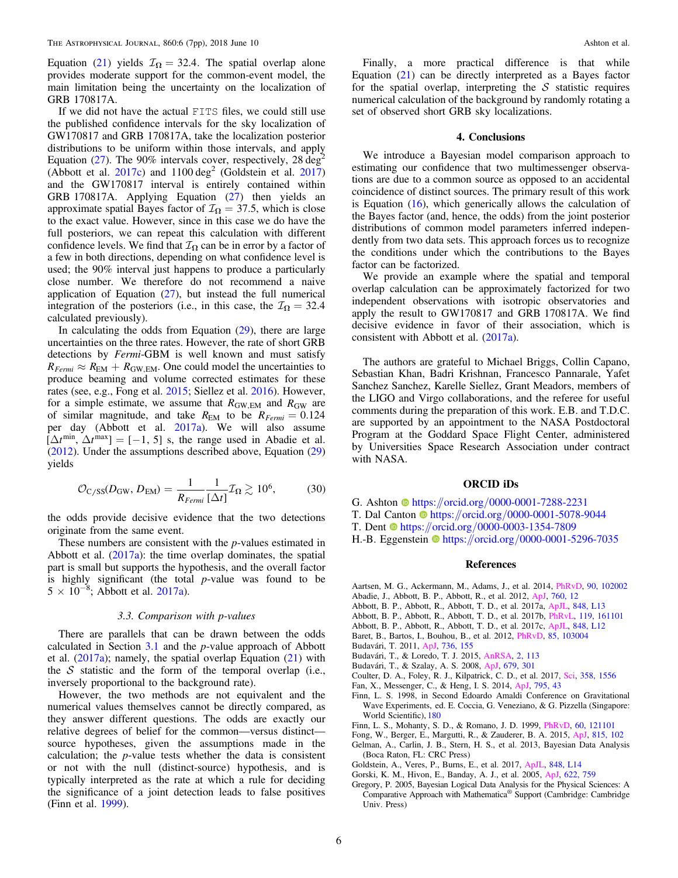Equation (21) yields $\mathcal{I}_\Omega = 32.4$. The spatial overlap alone provides moderate support for the common-event model, the main limitation being the uncertainty on the localization of GRB 170817A.

If we did not have the actual FITS files, we could still use the published confidence intervals for the sky localization of GW170817 and GRB 170817A, take the localization posterior distributions to be uniform within those intervals, and apply Equation (27). The 90% intervals cover, respectively, 28 deg$^2$ (Abbott et al. 2017c) and 1100 deg$^2$ (Goldstein et al. 2017) and the GW170817 interval is entirely contained within GRB 170817A. Applying Equation (27) then yields an approximate spatial Bayes factor of $\mathcal{I}_\Omega = 37.5$, which is close to the exact value. However, since in this case we do have the full posteriors, we can repeat this calculation with different confidence levels. We find that $\mathcal{I}_\Omega$ can be in error by a factor of a few in both directions, depending on what confidence level is used; the 90% interval just happens to produce a particularly close number. We therefore do not recommend a naive application of Equation (27), but instead the full numerical integration of the posteriors (i.e., in this case, the $\mathcal{I}_\Omega = 32.4$ calculated previously).

In calculating the odds from Equation (29), there are large uncertainties on the three rates. However, the rate of short GRB detections by *Fermi*-GBM is well known and must satisfy $R_{Fermi} \approx R_{\rm EM} + R_{\rm GW,EM}$. One could model the uncertainties to produce beaming and volume corrected estimates for these rates (see, e.g., Fong et al. 2015; Siellez et al. 2016). However, for a simple estimate, we assume that $R_{\rm GW,EM}$ and $R_{\rm GW}$ are of similar magnitude, and take $R_{\rm EM}$ to be $R_{Fermi} = 0.124$ per day (Abbott et al. 2017a). We will also assume $[\Delta t^{\rm min}, \Delta t^{\rm max}] = [-1, 5]$ s, the range used in Abadie et al. (2012). Under the assumptions described above, Equation (29) yields

$$\mathcal{O}_{\rm C/SS}(D_{\rm GW}, D_{\rm EM}) = \frac{1}{R_{Fermi}} \frac{1}{[\Delta t]} \mathcal{I}_\Omega \gtrsim 10^6, \tag{30}$$

the odds provide decisive evidence that the two detections originate from the same event.

These numbers are consistent with the *p*-values estimated in Abbott et al. (2017a): the time overlap dominates, the spatial part is small but supports the hypothesis, and the overall factor is highly significant (the total *p*-value was found to be $5 \times 10^{-8}$; Abbott et al. 2017a).

### 3.3. Comparison with p-values

There are parallels that can be drawn between the odds calculated in Section 3.1 and the *p*-value approach of Abbott et al. (2017a); namely, the spatial overlap Equation (21) with the $\mathcal{S}$ statistic and the form of the temporal overlap (i.e., inversely proportional to the background rate).

However, the two methods are not equivalent and the numerical values themselves cannot be directly compared, as they answer different questions. The odds are exactly our relative degrees of belief for the common—versus distinct—source hypotheses, given the assumptions made in the calculation; the *p*-value tests whether the data is consistent or not with the null (distinct-source) hypothesis, and is typically interpreted as the rate at which a rule for deciding the significance of a joint detection leads to false positives (Finn et al. 1999).

Finally, a more practical difference is that while Equation (21) can be directly interpreted as a Bayes factor for the spatial overlap, interpreting the $\mathcal{S}$ statistic requires numerical calculation of the background by randomly rotating a set of observed short GRB sky localizations.

## 4. Conclusions

We introduce a Bayesian model comparison approach to estimating our confidence that two multimessenger observations are due to a common source as opposed to an accidental coincidence of distinct sources. The primary result of this work is Equation (16), which generically allows the calculation of the Bayes factor (and, hence, the odds) from the joint posterior distributions of common model parameters inferred independently from two data sets. This approach forces us to recognize the conditions under which the contributions to the Bayes factor can be factorized.

We provide an example where the spatial and temporal overlap calculation can be approximately factorized for two independent observations with isotropic observatories and apply the result to GW170817 and GRB 170817A. We find decisive evidence in favor of their association, which is consistent with Abbott et al. (2017a).

The authors are grateful to Michael Briggs, Collin Capano, Sebastian Khan, Badri Krishnan, Francesco Pannarale, Yafet Sanchez Sanchez, Karelle Siellez, Grant Meadors, members of the LIGO and Virgo collaborations, and the referee for useful comments during the preparation of this work. E.B. and T.D.C. are supported by an appointment to the NASA Postdoctoral Program at the Goddard Space Flight Center, administered by Universities Space Research Association under contract with NASA.

## ORCID iDs

G. Ashton https://orcid.org/0000-0001-7288-2231
T. Dal Canton https://orcid.org/0000-0001-5078-9044
T. Dent https://orcid.org/0000-0003-1354-7809
H.-B. Eggenstein https://orcid.org/0000-0001-5296-7035

## References

Aartsen, M. G., Ackermann, M., Adams, J., et al. 2014, PhRvD, 90, 102002
Abadie, J., Abbott, B. P., Abbott, R., et al. 2012, ApJ, 760, 12
Abbott, B. P., Abbott, R., Abbott, T. D., et al. 2017a, ApJL, 848, L13
Abbott, B. P., Abbott, R., Abbott, T. D., et al. 2017b, PhRvL, 119, 161101
Abbott, B. P., Abbott, R., Abbott, T. D., et al. 2017c, ApJL, 848, L12
Baret, B., Bartos, I., Bouhou, B., et al. 2012, PhRvD, 85, 103004
Budavári, T. 2011, ApJ, 736, 155
Budavári, T., & Loredo, T. J. 2015, AnRSA, 2, 113
Budavári, T., & Szalay, A. S. 2008, ApJ, 679, 301
Coulter, D. A., Foley, R. J., Kilpatrick, C. D., et al. 2017, Sci, 358, 1556
Fan, X., Messenger, C., & Heng, I. S. 2014, ApJ, 795, 43
Finn, L. S. 1998, in Second Edoardo Amaldi Conference on Gravitational Wave Experiments, ed. E. Coccia, G. Veneziano, & G. Pizzella (Singapore: World Scientific), 180
Finn, L. S., Mohanty, S. D., & Romano, J. D. 1999, PhRvD, 60, 121101
Fong, W., Berger, E., Margutti, R., & Zauderer, B. A. 2015, ApJ, 815, 102
Gelman, A., Carlin, J. B., Stern, H. S., et al. 2013, Bayesian Data Analysis (Boca Raton, FL: CRC Press)
Goldstein, A., Veres, P., Burns, E., et al. 2017, ApJL, 848, L14
Gorski, K. M., Hivon, E., Banday, A. J., et al. 2005, ApJ, 622, 759
Gregory, P. 2005, Bayesian Logical Data Analysis for the Physical Sciences: A Comparative Approach with Mathematica® Support (Cambridge: Cambridge Univ. Press)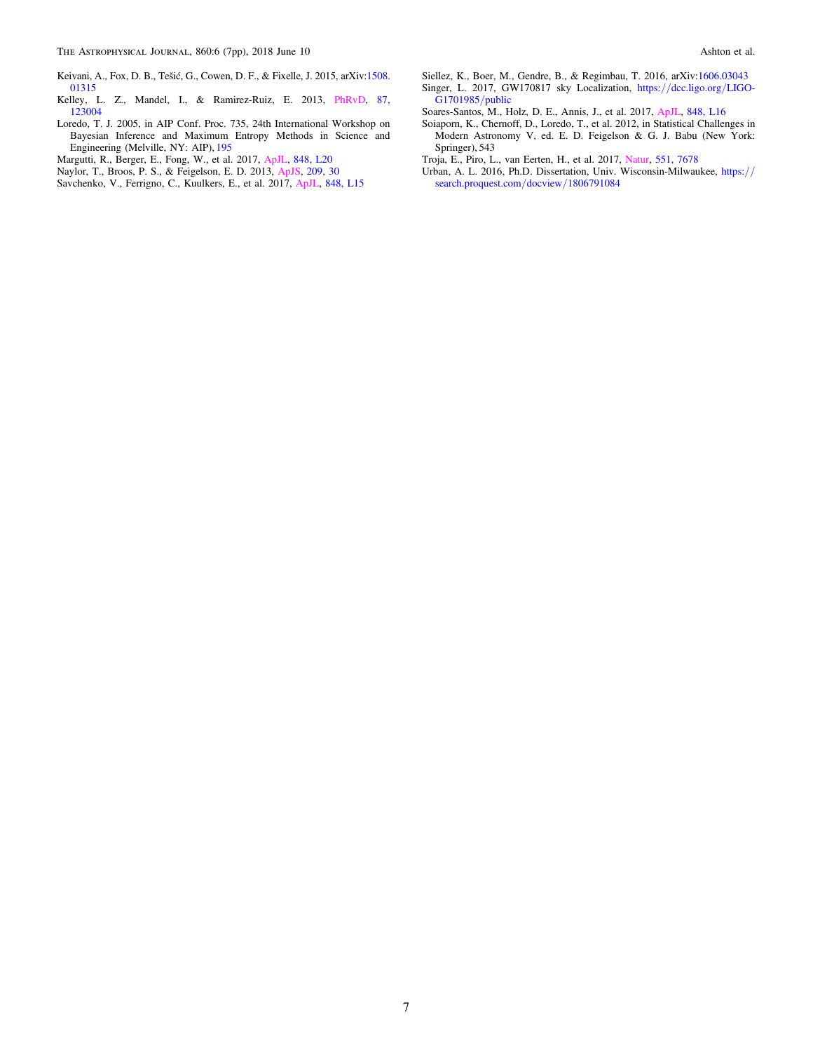Keivani, A., Fox, D. B., Tešić, G., Cowen, D. F., & Fixelle, J. 2015, arXiv:1508.01315

Kelley, L. Z., Mandel, I., & Ramirez-Ruiz, E. 2013, PhRvD, 87, 123004

Loredo, T. J. 2005, in AIP Conf. Proc. 735, 24th International Workshop on Bayesian Inference and Maximum Entropy Methods in Science and Engineering (Melville, NY: AIP), 195

Margutti, R., Berger, E., Fong, W., et al. 2017, ApJL, 848, L20

Naylor, T., Broos, P. S., & Feigelson, E. D. 2013, ApJS, 209, 30

Savchenko, V., Ferrigno, C., Kuulkers, E., et al. 2017, ApJL, 848, L15

Siellez, K., Boer, M., Gendre, B., & Regimbau, T. 2016, arXiv:1606.03043

Singer, L. 2017, GW170817 sky Localization, https://dcc.ligo.org/LIGO-G1701985/public

Soares-Santos, M., Holz, D. E., Annis, J., et al. 2017, ApJL, 848, L16

Soiaporn, K., Chernoff, D., Loredo, T., et al. 2012, in Statistical Challenges in Modern Astronomy V, ed. E. D. Feigelson & G. J. Babu (New York: Springer), 543

Troja, E., Piro, L., van Eerten, H., et al. 2017, Natur, 551, 7678

Urban, A. L. 2016, Ph.D. Dissertation, Univ. Wisconsin-Milwaukee, https://search.proquest.com/docview/1806791084